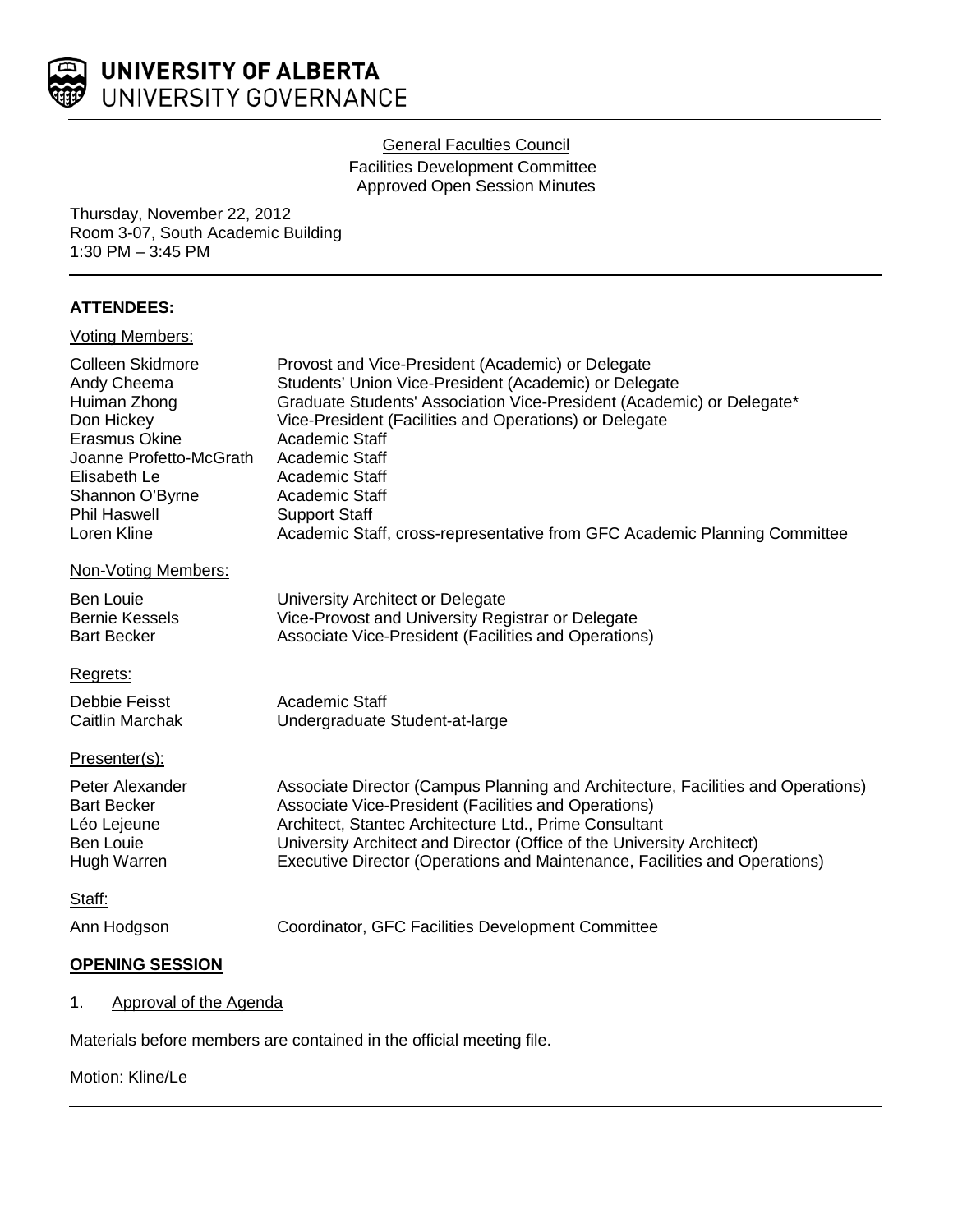# UNIVERSITY OF ALBERTA
UNIVERSITY GOVERNANCE

General Faculties Council
Facilities Development Committee
Approved Open Session Minutes

Thursday, November 22, 2012
Room 3-07, South Academic Building
1:30 PM – 3:45 PM

**ATTENDEES:**

Voting Members:

| | |
|---|---|
| Colleen Skidmore | Provost and Vice-President (Academic) or Delegate |
| Andy Cheema | Students' Union Vice-President (Academic) or Delegate |
| Huiman Zhong | Graduate Students' Association Vice-President (Academic) or Delegate* |
| Don Hickey | Vice-President (Facilities and Operations) or Delegate |
| Erasmus Okine | Academic Staff |
| Joanne Profetto-McGrath | Academic Staff |
| Elisabeth Le | Academic Staff |
| Shannon O'Byrne | Academic Staff |
| Phil Haswell | Support Staff |
| Loren Kline | Academic Staff, cross-representative from GFC Academic Planning Committee |

Non-Voting Members:

| | |
|---|---|
| Ben Louie | University Architect or Delegate |
| Bernie Kessels | Vice-Provost and University Registrar or Delegate |
| Bart Becker | Associate Vice-President (Facilities and Operations) |

Regrets:

| | |
|---|---|
| Debbie Feisst | Academic Staff |
| Caitlin Marchak | Undergraduate Student-at-large |

Presenter(s):

| | |
|---|---|
| Peter Alexander | Associate Director (Campus Planning and Architecture, Facilities and Operations) |
| Bart Becker | Associate Vice-President (Facilities and Operations) |
| Léo Lejeune | Architect, Stantec Architecture Ltd., Prime Consultant |
| Ben Louie | University Architect and Director (Office of the University Architect) |
| Hugh Warren | Executive Director (Operations and Maintenance, Facilities and Operations) |

Staff:

| | |
|---|---|
| Ann Hodgson | Coordinator, GFC Facilities Development Committee |

**OPENING SESSION**

1. Approval of the Agenda

Materials before members are contained in the official meeting file.

Motion: Kline/Le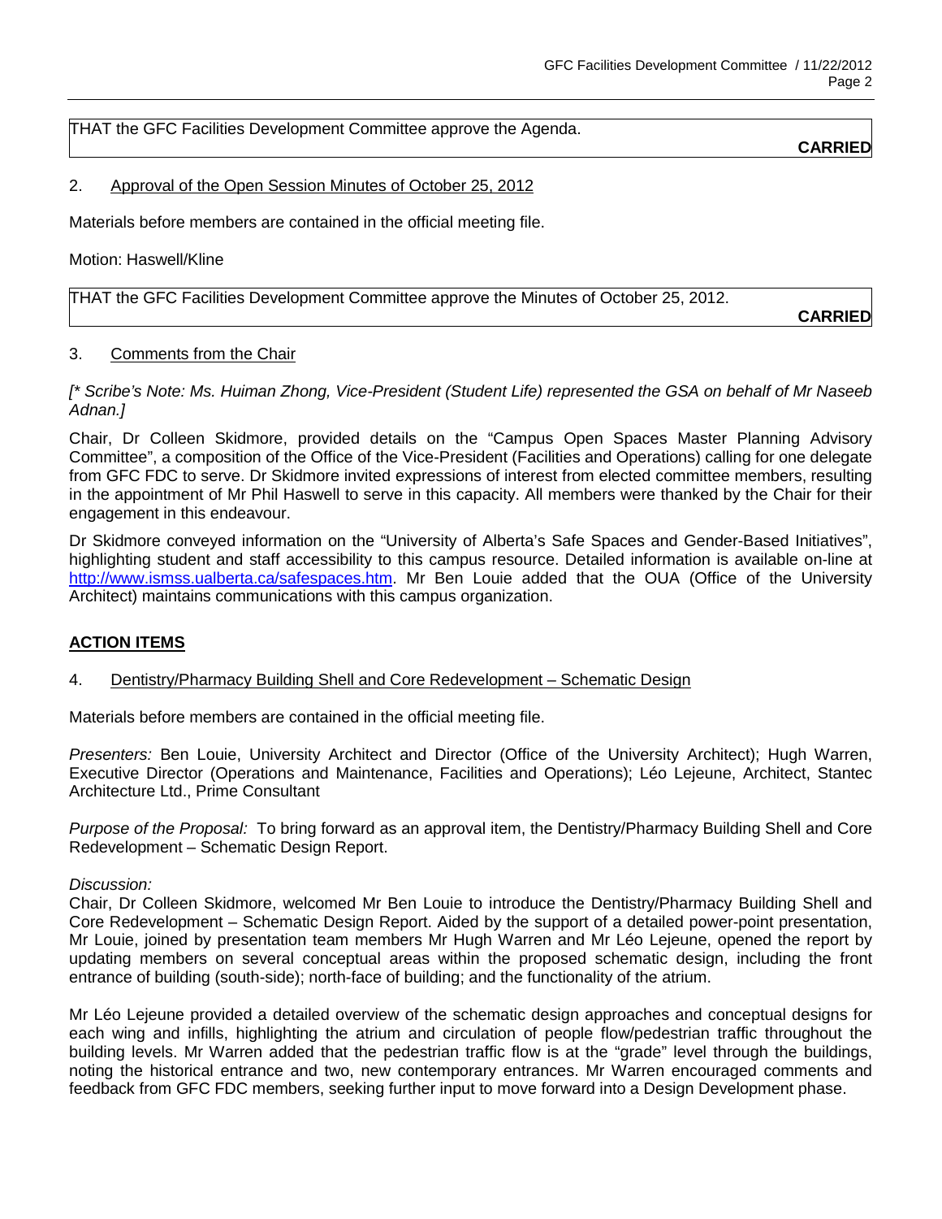THAT the GFC Facilities Development Committee approve the Agenda.

**CARRIED**

2. Approval of the Open Session Minutes of October 25, 2012

Materials before members are contained in the official meeting file.

Motion: Haswell/Kline

THAT the GFC Facilities Development Committee approve the Minutes of October 25, 2012.

**CARRIED**

3. Comments from the Chair

*[* Scribe's Note: Ms. Huiman Zhong, Vice-President (Student Life) represented the GSA on behalf of Mr Naseeb Adnan.]*

Chair, Dr Colleen Skidmore, provided details on the "Campus Open Spaces Master Planning Advisory Committee", a composition of the Office of the Vice-President (Facilities and Operations) calling for one delegate from GFC FDC to serve. Dr Skidmore invited expressions of interest from elected committee members, resulting in the appointment of Mr Phil Haswell to serve in this capacity. All members were thanked by the Chair for their engagement in this endeavour.

Dr Skidmore conveyed information on the "University of Alberta's Safe Spaces and Gender-Based Initiatives", highlighting student and staff accessibility to this campus resource. Detailed information is available on-line at http://www.ismss.ualberta.ca/safespaces.htm. Mr Ben Louie added that the OUA (Office of the University Architect) maintains communications with this campus organization.

## ACTION ITEMS

4. Dentistry/Pharmacy Building Shell and Core Redevelopment – Schematic Design

Materials before members are contained in the official meeting file.

*Presenters:* Ben Louie, University Architect and Director (Office of the University Architect); Hugh Warren, Executive Director (Operations and Maintenance, Facilities and Operations); Léo Lejeune, Architect, Stantec Architecture Ltd., Prime Consultant

*Purpose of the Proposal:* To bring forward as an approval item, the Dentistry/Pharmacy Building Shell and Core Redevelopment – Schematic Design Report.

*Discussion:*

Chair, Dr Colleen Skidmore, welcomed Mr Ben Louie to introduce the Dentistry/Pharmacy Building Shell and Core Redevelopment – Schematic Design Report. Aided by the support of a detailed power-point presentation, Mr Louie, joined by presentation team members Mr Hugh Warren and Mr Léo Lejeune, opened the report by updating members on several conceptual areas within the proposed schematic design, including the front entrance of building (south-side); north-face of building; and the functionality of the atrium.

Mr Léo Lejeune provided a detailed overview of the schematic design approaches and conceptual designs for each wing and infills, highlighting the atrium and circulation of people flow/pedestrian traffic throughout the building levels. Mr Warren added that the pedestrian traffic flow is at the "grade" level through the buildings, noting the historical entrance and two, new contemporary entrances. Mr Warren encouraged comments and feedback from GFC FDC members, seeking further input to move forward into a Design Development phase.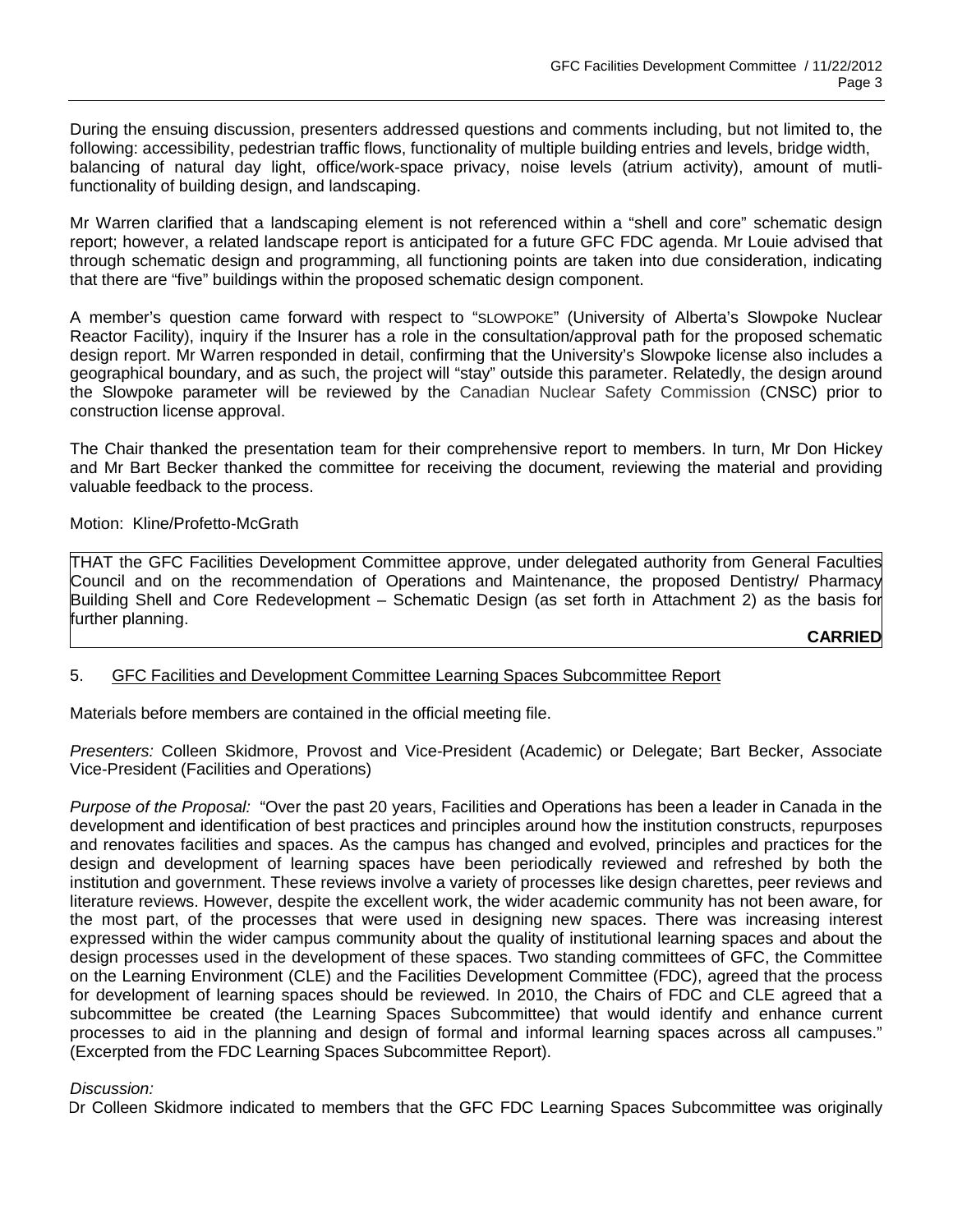During the ensuing discussion, presenters addressed questions and comments including, but not limited to, the following: accessibility, pedestrian traffic flows, functionality of multiple building entries and levels, bridge width, balancing of natural day light, office/work-space privacy, noise levels (atrium activity), amount of mutli-functionality of building design, and landscaping.

Mr Warren clarified that a landscaping element is not referenced within a "shell and core" schematic design report; however, a related landscape report is anticipated for a future GFC FDC agenda. Mr Louie advised that through schematic design and programming, all functioning points are taken into due consideration, indicating that there are "five" buildings within the proposed schematic design component.

A member's question came forward with respect to "SLOWPOKE" (University of Alberta's Slowpoke Nuclear Reactor Facility), inquiry if the Insurer has a role in the consultation/approval path for the proposed schematic design report. Mr Warren responded in detail, confirming that the University's Slowpoke license also includes a geographical boundary, and as such, the project will "stay" outside this parameter. Relatedly, the design around the Slowpoke parameter will be reviewed by the Canadian Nuclear Safety Commission (CNSC) prior to construction license approval.

The Chair thanked the presentation team for their comprehensive report to members. In turn, Mr Don Hickey and Mr Bart Becker thanked the committee for receiving the document, reviewing the material and providing valuable feedback to the process.

Motion: Kline/Profetto-McGrath

THAT the GFC Facilities Development Committee approve, under delegated authority from General Faculties Council and on the recommendation of Operations and Maintenance, the proposed Dentistry/ Pharmacy Building Shell and Core Redevelopment – Schematic Design (as set forth in Attachment 2) as the basis for further planning.

**CARRIED**

5. GFC Facilities and Development Committee Learning Spaces Subcommittee Report

Materials before members are contained in the official meeting file.

*Presenters:* Colleen Skidmore, Provost and Vice-President (Academic) or Delegate; Bart Becker, Associate Vice-President (Facilities and Operations)

*Purpose of the Proposal:* "Over the past 20 years, Facilities and Operations has been a leader in Canada in the development and identification of best practices and principles around how the institution constructs, repurposes and renovates facilities and spaces. As the campus has changed and evolved, principles and practices for the design and development of learning spaces have been periodically reviewed and refreshed by both the institution and government. These reviews involve a variety of processes like design charettes, peer reviews and literature reviews. However, despite the excellent work, the wider academic community has not been aware, for the most part, of the processes that were used in designing new spaces. There was increasing interest expressed within the wider campus community about the quality of institutional learning spaces and about the design processes used in the development of these spaces. Two standing committees of GFC, the Committee on the Learning Environment (CLE) and the Facilities Development Committee (FDC), agreed that the process for development of learning spaces should be reviewed. In 2010, the Chairs of FDC and CLE agreed that a subcommittee be created (the Learning Spaces Subcommittee) that would identify and enhance current processes to aid in the planning and design of formal and informal learning spaces across all campuses." (Excerpted from the FDC Learning Spaces Subcommittee Report).

*Discussion:*

Dr Colleen Skidmore indicated to members that the GFC FDC Learning Spaces Subcommittee was originally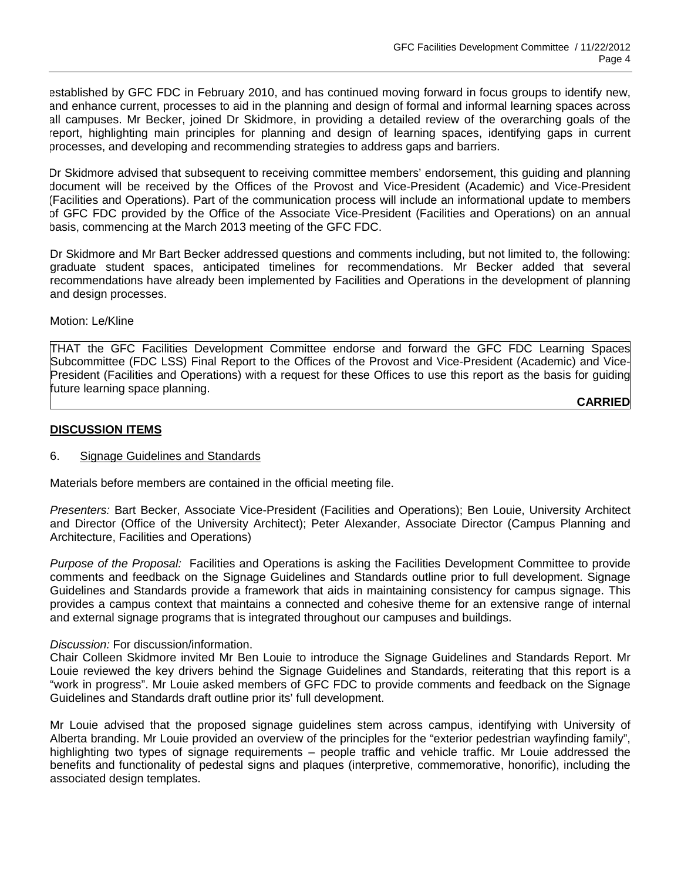established by GFC FDC in February 2010, and has continued moving forward in focus groups to identify new, and enhance current, processes to aid in the planning and design of formal and informal learning spaces across all campuses. Mr Becker, joined Dr Skidmore, in providing a detailed review of the overarching goals of the report, highlighting main principles for planning and design of learning spaces, identifying gaps in current processes, and developing and recommending strategies to address gaps and barriers.

Dr Skidmore advised that subsequent to receiving committee members' endorsement, this guiding and planning document will be received by the Offices of the Provost and Vice-President (Academic) and Vice-President (Facilities and Operations). Part of the communication process will include an informational update to members of GFC FDC provided by the Office of the Associate Vice-President (Facilities and Operations) on an annual basis, commencing at the March 2013 meeting of the GFC FDC.

Dr Skidmore and Mr Bart Becker addressed questions and comments including, but not limited to, the following: graduate student spaces, anticipated timelines for recommendations. Mr Becker added that several recommendations have already been implemented by Facilities and Operations in the development of planning and design processes.

Motion: Le/Kline

THAT the GFC Facilities Development Committee endorse and forward the GFC FDC Learning Spaces Subcommittee (FDC LSS) Final Report to the Offices of the Provost and Vice-President (Academic) and Vice-President (Facilities and Operations) with a request for these Offices to use this report as the basis for guiding future learning space planning.

**CARRIED**

## DISCUSSION ITEMS

6. Signage Guidelines and Standards

Materials before members are contained in the official meeting file.

*Presenters:* Bart Becker, Associate Vice-President (Facilities and Operations); Ben Louie, University Architect and Director (Office of the University Architect); Peter Alexander, Associate Director (Campus Planning and Architecture, Facilities and Operations)

*Purpose of the Proposal:* Facilities and Operations is asking the Facilities Development Committee to provide comments and feedback on the Signage Guidelines and Standards outline prior to full development. Signage Guidelines and Standards provide a framework that aids in maintaining consistency for campus signage. This provides a campus context that maintains a connected and cohesive theme for an extensive range of internal and external signage programs that is integrated throughout our campuses and buildings.

*Discussion:* For discussion/information.

Chair Colleen Skidmore invited Mr Ben Louie to introduce the Signage Guidelines and Standards Report. Mr Louie reviewed the key drivers behind the Signage Guidelines and Standards, reiterating that this report is a "work in progress". Mr Louie asked members of GFC FDC to provide comments and feedback on the Signage Guidelines and Standards draft outline prior its' full development.

Mr Louie advised that the proposed signage guidelines stem across campus, identifying with University of Alberta branding. Mr Louie provided an overview of the principles for the "exterior pedestrian wayfinding family", highlighting two types of signage requirements – people traffic and vehicle traffic. Mr Louie addressed the benefits and functionality of pedestal signs and plaques (interpretive, commemorative, honorific), including the associated design templates.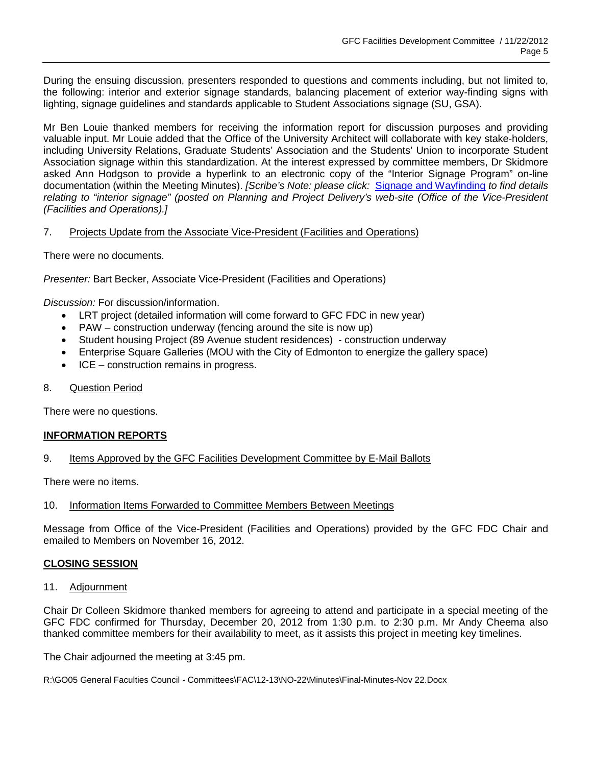During the ensuing discussion, presenters responded to questions and comments including, but not limited to, the following: interior and exterior signage standards, balancing placement of exterior way-finding signs with lighting, signage guidelines and standards applicable to Student Associations signage (SU, GSA).

Mr Ben Louie thanked members for receiving the information report for discussion purposes and providing valuable input. Mr Louie added that the Office of the University Architect will collaborate with key stake-holders, including University Relations, Graduate Students' Association and the Students' Union to incorporate Student Association signage within this standardization. At the interest expressed by committee members, Dr Skidmore asked Ann Hodgson to provide a hyperlink to an electronic copy of the "Interior Signage Program" on-line documentation (within the Meeting Minutes). *[Scribe's Note: please click:* Signage and Wayfinding *to find details relating to "interior signage" (posted on Planning and Project Delivery's web-site (Office of the Vice-President (Facilities and Operations).]*

7. Projects Update from the Associate Vice-President (Facilities and Operations)

There were no documents.

*Presenter:* Bart Becker, Associate Vice-President (Facilities and Operations)

*Discussion:* For discussion/information.

- LRT project (detailed information will come forward to GFC FDC in new year)
- PAW – construction underway (fencing around the site is now up)
- Student housing Project (89 Avenue student residences) - construction underway
- Enterprise Square Galleries (MOU with the City of Edmonton to energize the gallery space)
- ICE – construction remains in progress.

8. Question Period

There were no questions.

**INFORMATION REPORTS**

9. Items Approved by the GFC Facilities Development Committee by E-Mail Ballots

There were no items.

10. Information Items Forwarded to Committee Members Between Meetings

Message from Office of the Vice-President (Facilities and Operations) provided by the GFC FDC Chair and emailed to Members on November 16, 2012.

**CLOSING SESSION**

11. Adjournment

Chair Dr Colleen Skidmore thanked members for agreeing to attend and participate in a special meeting of the GFC FDC confirmed for Thursday, December 20, 2012 from 1:30 p.m. to 2:30 p.m. Mr Andy Cheema also thanked committee members for their availability to meet, as it assists this project in meeting key timelines.

The Chair adjourned the meeting at 3:45 pm.

R:\GO05 General Faculties Council - Committees\FAC\12-13\NO-22\Minutes\Final-Minutes-Nov 22.Docx